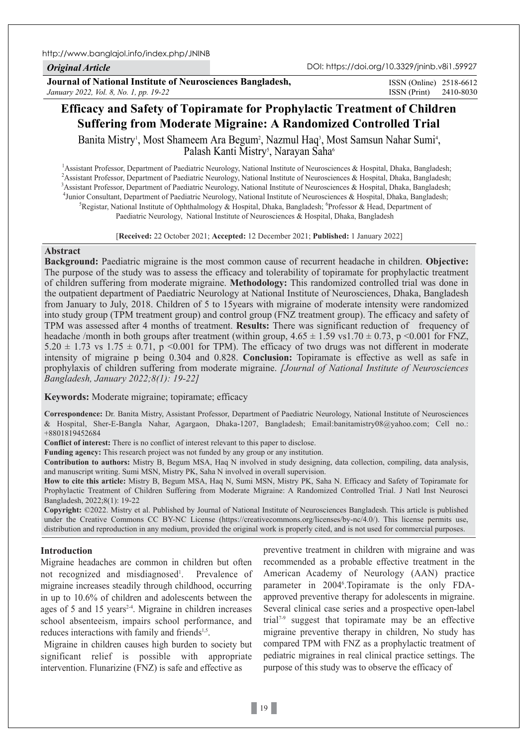*Original Article*

**Journal of National Institute of Neurosciences Bangladesh,**
*January 2022, Vol. 8, No. 1, pp. 19-22*

ISSN (Online) 2518-6612
ISSN (Print) 2410-8030

DOI: https://doi.org/10.3329/jninb.v8i1.59927

# Efficacy and Safety of Topiramate for Prophylactic Treatment of Children Suffering from Moderate Migraine: A Randomized Controlled Trial

Banita Mistry[1], Most Shameem Ara Begum[2], Nazmul Haq[3], Most Samsun Nahar Sumi[4], Palash Kanti Mistry[5], Narayan Saha[6]

[1]Assistant Professor, Department of Paediatric Neurology, National Institute of Neurosciences & Hospital, Dhaka, Bangladesh; [2]Assistant Professor, Department of Paediatric Neurology, National Institute of Neurosciences & Hospital, Dhaka, Bangladesh; [3]Assistant Professor, Department of Paediatric Neurology, National Institute of Neurosciences & Hospital, Dhaka, Bangladesh; [4]Junior Consultant, Department of Paediatric Neurology, National Institute of Neurosciences & Hospital, Dhaka, Bangladesh; [5]Registar, National Institute of Ophthalmology & Hospital, Dhaka, Bangladesh; [6]Professor & Head, Department of Paediatric Neurology, National Institute of Neurosciences & Hospital, Dhaka, Bangladesh

[**Received:** 22 October 2021; **Accepted:** 12 December 2021; **Published:** 1 January 2022]

## Abstract

**Background:** Paediatric migraine is the most common cause of recurrent headache in children. **Objective:** The purpose of the study was to assess the efficacy and tolerability of topiramate for prophylactic treatment of children suffering from moderate migraine. **Methodology:** This randomized controlled trial was done in the outpatient department of Paediatric Neurology at National Institute of Neurosciences, Dhaka, Bangladesh from January to July, 2018. Children of 5 to 15years with migraine of moderate intensity were randomized into study group (TPM treatment group) and control group (FNZ treatment group). The efficacy and safety of TPM was assessed after 4 months of treatment. **Results:** There was significant reduction of frequency of headache /month in both groups after treatment (within group, $4.65 \pm 1.59$ vs$1.70 \pm 0.73$, $p < 0.001$ for FNZ, $5.20 \pm 1.73$ vs $1.75 \pm 0.71$, $p < 0.001$ for TPM). The efficacy of two drugs was not different in moderate intensity of migraine p being 0.304 and 0.828. **Conclusion:** Topiramate is effective as well as safe in prophylaxis of children suffering from moderate migraine. *[Journal of National Institute of Neurosciences Bangladesh, January 2022;8(1): 19-22]*

**Keywords:** Moderate migraine; topiramate; efficacy

**Correspondence:** Dr. Banita Mistry, Assistant Professor, Department of Paediatric Neurology, National Institute of Neurosciences & Hospital, Sher-E-Bangla Nahar, Agargaon, Dhaka-1207, Bangladesh; Email:banitamistry08@yahoo.com; Cell no.: +8801819452684

**Conflict of interest:** There is no conflict of interest relevant to this paper to disclose.

**Funding agency:** This research project was not funded by any group or any institution.

**Contribution to authors:** Mistry B, Begum MSA, Haq N involved in study designing, data collection, compiling, data analysis, and manuscript writing. Sumi MSN, Mistry PK, Saha N involved in overall supervision.

**How to cite this article:** Mistry B, Begum MSA, Haq N, Sumi MSN, Mistry PK, Saha N. Efficacy and Safety of Topiramate for Prophylactic Treatment of Children Suffering from Moderate Migraine: A Randomized Controlled Trial. J Natl Inst Neurosci Bangladesh, 2022;8(1): 19-22

**Copyright:** ©2022. Mistry et al. Published by Journal of National Institute of Neurosciences Bangladesh. This article is published under the Creative Commons CC BY-NC License (https://creativecommons.org/licenses/by-nc/4.0/). This license permits use, distribution and reproduction in any medium, provided the original work is properly cited, and is not used for commercial purposes.

## Introduction

Migraine headaches are common in children but often not recognized and misdiagnosed[1]. Prevalence of migraine increases steadily through childhood, occurring in up to 10.6% of children and adolescents between the ages of 5 and 15 years[2-4]. Migraine in children increases school absenteeism, impairs school performance, and reduces interactions with family and friends[1,5].

Migraine in children causes high burden to society but significant relief is possible with appropriate intervention. Flunarizine (FNZ) is safe and effective as preventive treatment in children with migraine and was recommended as a probable effective treatment in the American Academy of Neurology (AAN) practice parameter in 2004[6].Topiramate is the only FDA-approved preventive therapy for adolescents in migraine. Several clinical case series and a prospective open-label trial[7-9] suggest that topiramate may be an effective migraine preventive therapy in children, No study has compared TPM with FNZ as a prophylactic treatment of pediatric migraines in real clinical practice settings. The purpose of this study was to observe the efficacy of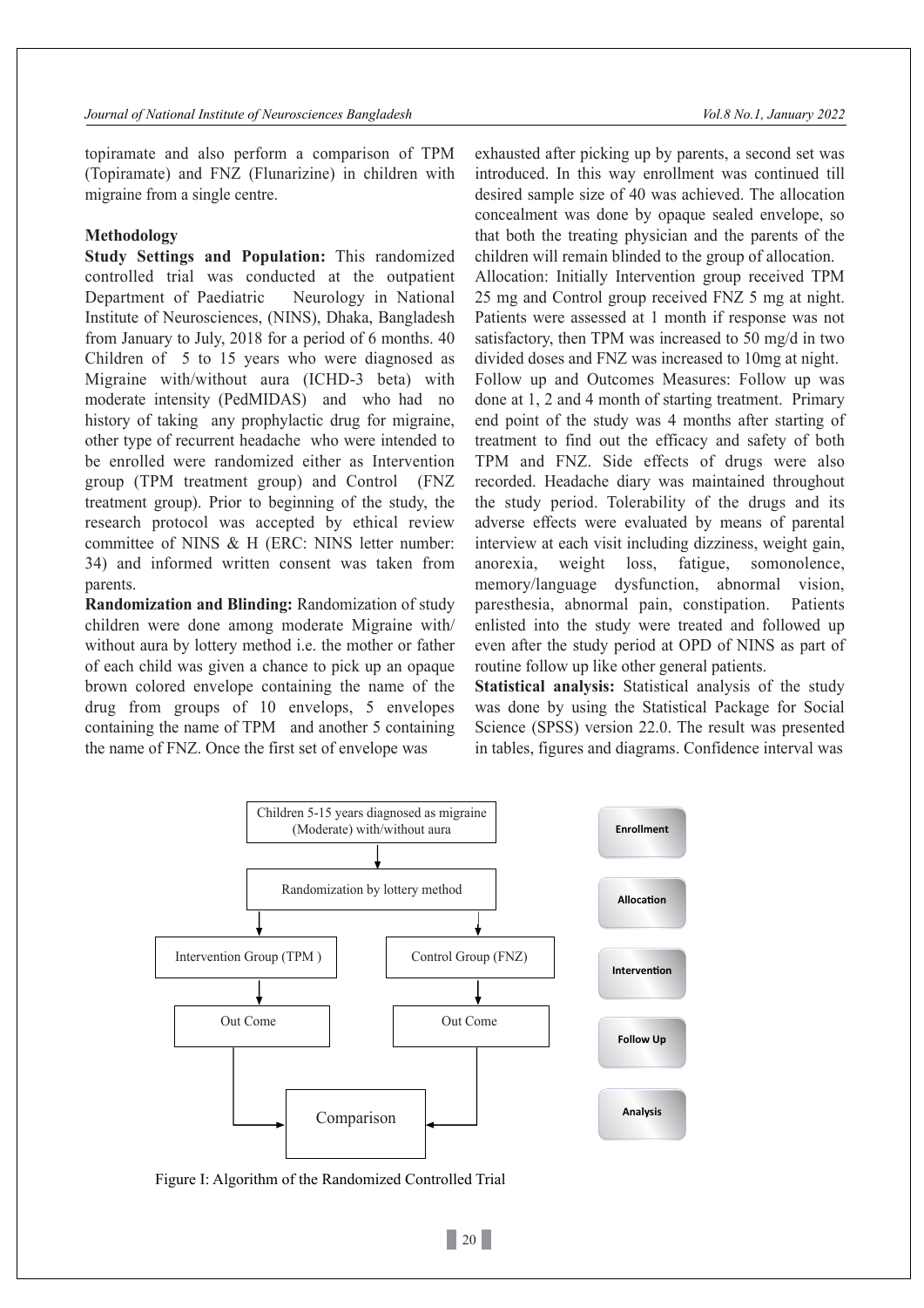topiramate and also perform a comparison of TPM (Topiramate) and FNZ (Flunarizine) in children with migraine from a single centre.

### Methodology

**Study Settings and Population:** This randomized controlled trial was conducted at the outpatient Department of Paediatric Neurology in National Institute of Neurosciences, (NINS), Dhaka, Bangladesh from January to July, 2018 for a period of 6 months. 40 Children of 5 to 15 years who were diagnosed as Migraine with/without aura (ICHD-3 beta) with moderate intensity (PedMIDAS) and who had no history of taking any prophylactic drug for migraine, other type of recurrent headache who were intended to be enrolled were randomized either as Intervention group (TPM treatment group) and Control (FNZ treatment group). Prior to beginning of the study, the research protocol was accepted by ethical review committee of NINS & H (ERC: NINS letter number: 34) and informed written consent was taken from parents.

**Randomization and Blinding:** Randomization of study children were done among moderate Migraine with/ without aura by lottery method i.e. the mother or father of each child was given a chance to pick up an opaque brown colored envelope containing the name of the drug from groups of 10 envelops, 5 envelopes containing the name of TPM and another 5 containing the name of FNZ. Once the first set of envelope was exhausted after picking up by parents, a second set was introduced. In this way enrollment was continued till desired sample size of 40 was achieved. The allocation concealment was done by opaque sealed envelope, so that both the treating physician and the parents of the children will remain blinded to the group of allocation.

Allocation: Initially Intervention group received TPM 25 mg and Control group received FNZ 5 mg at night. Patients were assessed at 1 month if response was not satisfactory, then TPM was increased to 50 mg/d in two divided doses and FNZ was increased to 10mg at night.

Follow up and Outcomes Measures: Follow up was done at 1, 2 and 4 month of starting treatment. Primary end point of the study was 4 months after starting of treatment to find out the efficacy and safety of both TPM and FNZ. Side effects of drugs were also recorded. Headache diary was maintained throughout the study period. Tolerability of the drugs and its adverse effects were evaluated by means of parental interview at each visit including dizziness, weight gain, anorexia, weight loss, fatigue, somonolence, memory/language dysfunction, abnormal vision, paresthesia, abnormal pain, constipation. Patients enlisted into the study were treated and followed up even after the study period at OPD of NINS as part of routine follow up like other general patients.

**Statistical analysis:** Statistical analysis of the study was done by using the Statistical Package for Social Science (SPSS) version 22.0. The result was presented in tables, figures and diagrams. Confidence interval was

Enrollment: Children 5-15 years diagnosed as migraine (Moderate) with/without aura

Allocation: Randomization by lottery method

Intervention: Intervention Group (TPM) | Control Group (FNZ)

Follow Up: Out Come | Out Come

Analysis: Comparison

Figure I: Algorithm of the Randomized Controlled Trial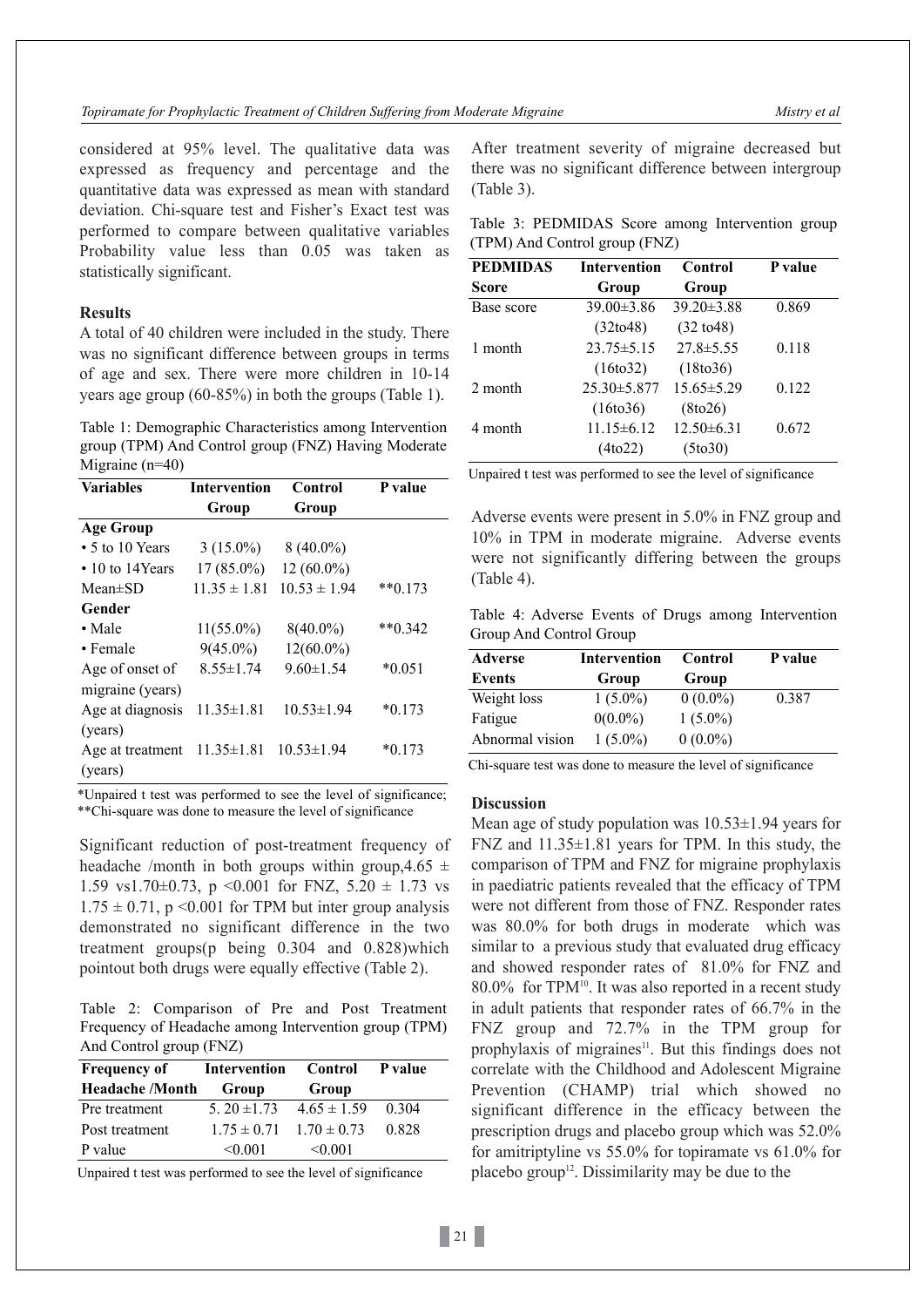considered at 95% level. The qualitative data was expressed as frequency and percentage and the quantitative data was expressed as mean with standard deviation. Chi-square test and Fisher's Exact test was performed to compare between qualitative variables Probability value less than 0.05 was taken as statistically significant.

## Results

A total of 40 children were included in the study. There was no significant difference between groups in terms of age and sex. There were more children in 10-14 years age group (60-85%) in both the groups (Table 1).

Table 1: Demographic Characteristics among Intervention group (TPM) And Control group (FNZ) Having Moderate Migraine (n=40)

| Variables | Intervention Group | Control Group | P value |
|---|---|---|---|
| **Age Group** | | | |
| • 5 to 10 Years | 3 (15.0%) | 8 (40.0%) | |
| • 10 to 14Years | 17 (85.0%) | 12 (60.0%) | |
| Mean±SD | 11.35 ± 1.81 | 10.53 ± 1.94 | **0.173 |
| **Gender** | | | |
| • Male | 11(55.0%) | 8(40.0%) | **0.342 |
| • Female | 9(45.0%) | 12(60.0%) | |
| Age of onset of migraine (years) | 8.55±1.74 | 9.60±1.54 | *0.051 |
| Age at diagnosis (years) | 11.35±1.81 | 10.53±1.94 | *0.173 |
| Age at treatment (years) | 11.35±1.81 | 10.53±1.94 | *0.173 |

*Unpaired t test was performed to see the level of significance;
**Chi-square was done to measure the level of significance

Significant reduction of post-treatment frequency of headache /month in both groups within group,4.65 ± 1.59 vs1.70±0.73, p <0.001 for FNZ, 5.20 ± 1.73 vs 1.75 ± 0.71, p <0.001 for TPM but inter group analysis demonstrated no significant difference in the two treatment groups(p being 0.304 and 0.828)which pointout both drugs were equally effective (Table 2).

Table 2: Comparison of Pre and Post Treatment Frequency of Headache among Intervention group (TPM) And Control group (FNZ)

| Frequency of Headache /Month | Intervention Group | Control Group | P value |
|---|---|---|---|
| Pre treatment | 5. 20 ±1.73 | 4.65 ± 1.59 | 0.304 |
| Post treatment | 1.75 ± 0.71 | 1.70 ± 0.73 | 0.828 |
| P value | <0.001 | <0.001 | |

Unpaired t test was performed to see the level of significance

After treatment severity of migraine decreased but there was no significant difference between intergroup (Table 3).

Table 3: PEDMIDAS Score among Intervention group (TPM) And Control group (FNZ)

| PEDMIDAS Score | Intervention Group | Control Group | P value |
|---|---|---|---|
| Base score | 39.00±3.86 (32to48) | 39.20±3.88 (32 to48) | 0.869 |
| 1 month | 23.75±5.15 (16to32) | 27.8±5.55 (18to36) | 0.118 |
| 2 month | 25.30±5.877 (16to36) | 15.65±5.29 (8to26) | 0.122 |
| 4 month | 11.15±6.12 (4to22) | 12.50±6.31 (5to30) | 0.672 |

Unpaired t test was performed to see the level of significance

Adverse events were present in 5.0% in FNZ group and 10% in TPM in moderate migraine. Adverse events were not significantly differing between the groups (Table 4).

Table 4: Adverse Events of Drugs among Intervention Group And Control Group

| Adverse Events | Intervention Group | Control Group | P value |
|---|---|---|---|
| Weight loss | 1 (5.0%) | 0 (0.0%) | 0.387 |
| Fatigue | 0(0.0%) | 1 (5.0%) | |
| Abnormal vision | 1 (5.0%) | 0 (0.0%) | |

Chi-square test was done to measure the level of significance

## Discussion

Mean age of study population was 10.53±1.94 years for FNZ and 11.35±1.81 years for TPM. In this study, the comparison of TPM and FNZ for migraine prophylaxis in paediatric patients revealed that the efficacy of TPM were not different from those of FNZ. Responder rates was 80.0% for both drugs in moderate which was similar to a previous study that evaluated drug efficacy and showed responder rates of 81.0% for FNZ and 80.0% for TPM[10]. It was also reported in a recent study in adult patients that responder rates of 66.7% in the FNZ group and 72.7% in the TPM group for prophylaxis of migraines[11]. But this findings does not correlate with the Childhood and Adolescent Migraine Prevention (CHAMP) trial which showed no significant difference in the efficacy between the prescription drugs and placebo group which was 52.0% for amitriptyline vs 55.0% for topiramate vs 61.0% for placebo group[12]. Dissimilarity may be due to the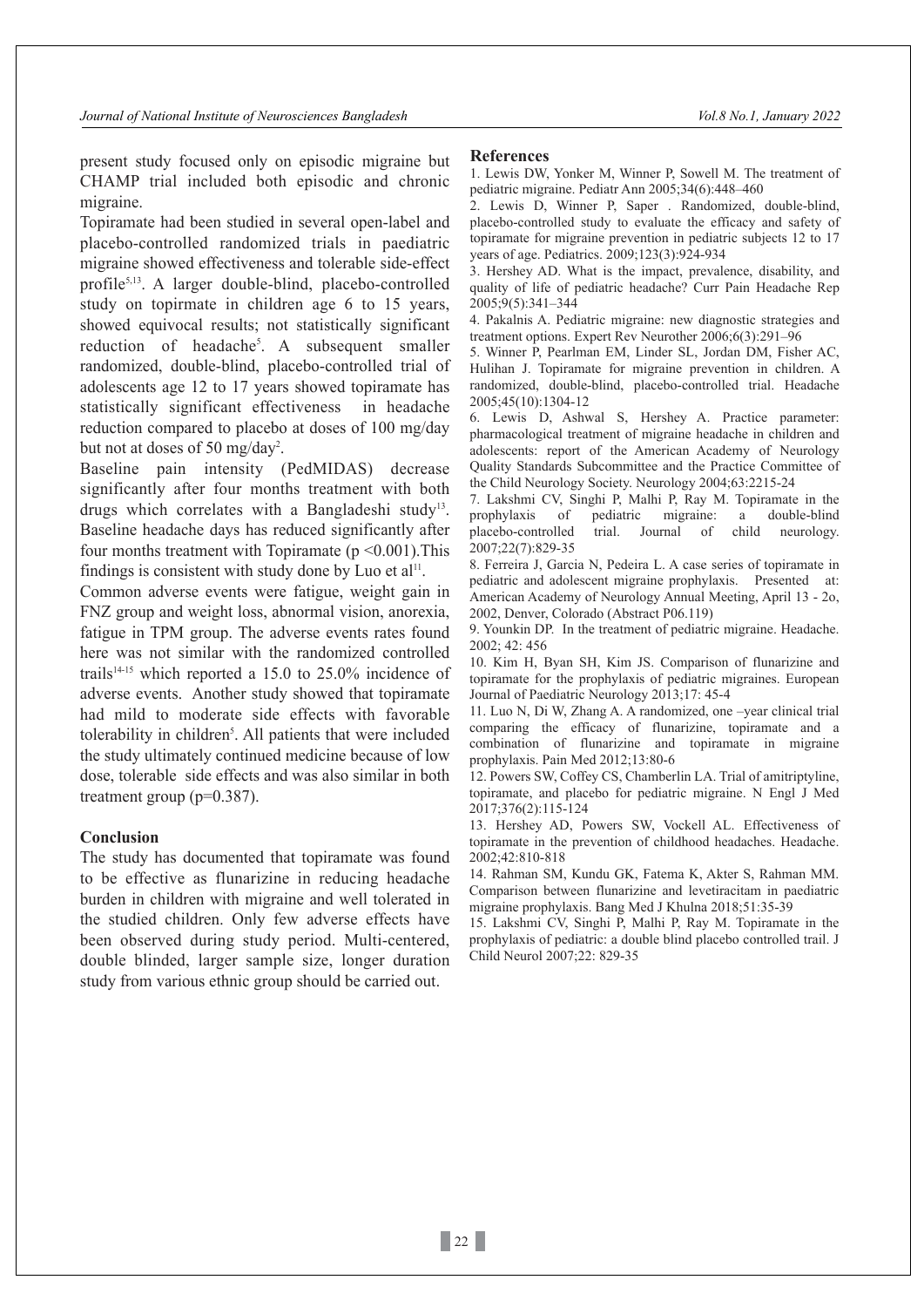present study focused only on episodic migraine but CHAMP trial included both episodic and chronic migraine.

Topiramate had been studied in several open-label and placebo-controlled randomized trials in paediatric migraine showed effectiveness and tolerable side-effect profile[5,13]. A larger double-blind, placebo-controlled study on topirmate in children age 6 to 15 years, showed equivocal results; not statistically significant reduction of headache[5]. A subsequent smaller randomized, double-blind, placebo-controlled trial of adolescents age 12 to 17 years showed topiramate has statistically significant effectiveness in headache reduction compared to placebo at doses of 100 mg/day but not at doses of 50 mg/day[2].

Baseline pain intensity (PedMIDAS) decrease significantly after four months treatment with both drugs which correlates with a Bangladeshi study[13]. Baseline headache days has reduced significantly after four months treatment with Topiramate ($p < 0.001$).This findings is consistent with study done by Luo et al[11].

Common adverse events were fatigue, weight gain in FNZ group and weight loss, abnormal vision, anorexia, fatigue in TPM group. The adverse events rates found here was not similar with the randomized controlled trails[14-15] which reported a 15.0 to 25.0% incidence of adverse events. Another study showed that topiramate had mild to moderate side effects with favorable tolerability in children[5]. All patients that were included the study ultimately continued medicine because of low dose, tolerable side effects and was also similar in both treatment group ($p=0.387$).

## Conclusion

The study has documented that topiramate was found to be effective as flunarizine in reducing headache burden in children with migraine and well tolerated in the studied children. Only few adverse effects have been observed during study period. Multi-centered, double blinded, larger sample size, longer duration study from various ethnic group should be carried out.

## References

1. Lewis DW, Yonker M, Winner P, Sowell M. The treatment of pediatric migraine. Pediatr Ann 2005;34(6):448–460
2. Lewis D, Winner P, Saper . Randomized, double-blind, placebo-controlled study to evaluate the efficacy and safety of topiramate for migraine prevention in pediatric subjects 12 to 17 years of age. Pediatrics. 2009;123(3):924-934
3. Hershey AD. What is the impact, prevalence, disability, and quality of life of pediatric headache? Curr Pain Headache Rep 2005;9(5):341–344
4. Pakalnis A. Pediatric migraine: new diagnostic strategies and treatment options. Expert Rev Neurother 2006;6(3):291–96
5. Winner P, Pearlman EM, Linder SL, Jordan DM, Fisher AC, Hulihan J. Topiramate for migraine prevention in children. A randomized, double-blind, placebo-controlled trial. Headache 2005;45(10):1304-12
6. Lewis D, Ashwal S, Hershey A. Practice parameter: pharmacological treatment of migraine headache in children and adolescents: report of the American Academy of Neurology Quality Standards Subcommittee and the Practice Committee of the Child Neurology Society. Neurology 2004;63:2215-24
7. Lakshmi CV, Singhi P, Malhi P, Ray M. Topiramate in the prophylaxis of pediatric migraine: a double-blind placebo-controlled trial. Journal of child neurology. 2007;22(7):829-35
8. Ferreira J, Garcia N, Pedeira L. A case series of topiramate in pediatric and adolescent migraine prophylaxis. Presented at: American Academy of Neurology Annual Meeting, April 13 - 2o, 2002, Denver, Colorado (Abstract P06.119)
9. Younkin DP. In the treatment of pediatric migraine. Headache. 2002; 42: 456
10. Kim H, Byan SH, Kim JS. Comparison of flunarizine and topiramate for the prophylaxis of pediatric migraines. European Journal of Paediatric Neurology 2013;17: 45-4
11. Luo N, Di W, Zhang A. A randomized, one –year clinical trial comparing the efficacy of flunarizine, topiramate and a combination of flunarizine and topiramate in migraine prophylaxis. Pain Med 2012;13:80-6
12. Powers SW, Coffey CS, Chamberlin LA. Trial of amitriptyline, topiramate, and placebo for pediatric migraine. N Engl J Med 2017;376(2):115-124
13. Hershey AD, Powers SW, Vockell AL. Effectiveness of topiramate in the prevention of childhood headaches. Headache. 2002;42:810-818
14. Rahman SM, Kundu GK, Fatema K, Akter S, Rahman MM. Comparison between flunarizine and levetiracitam in paediatric migraine prophylaxis. Bang Med J Khulna 2018;51:35-39
15. Lakshmi CV, Singhi P, Malhi P, Ray M. Topiramate in the prophylaxis of pediatric: a double blind placebo controlled trail. J Child Neurol 2007;22: 829-35